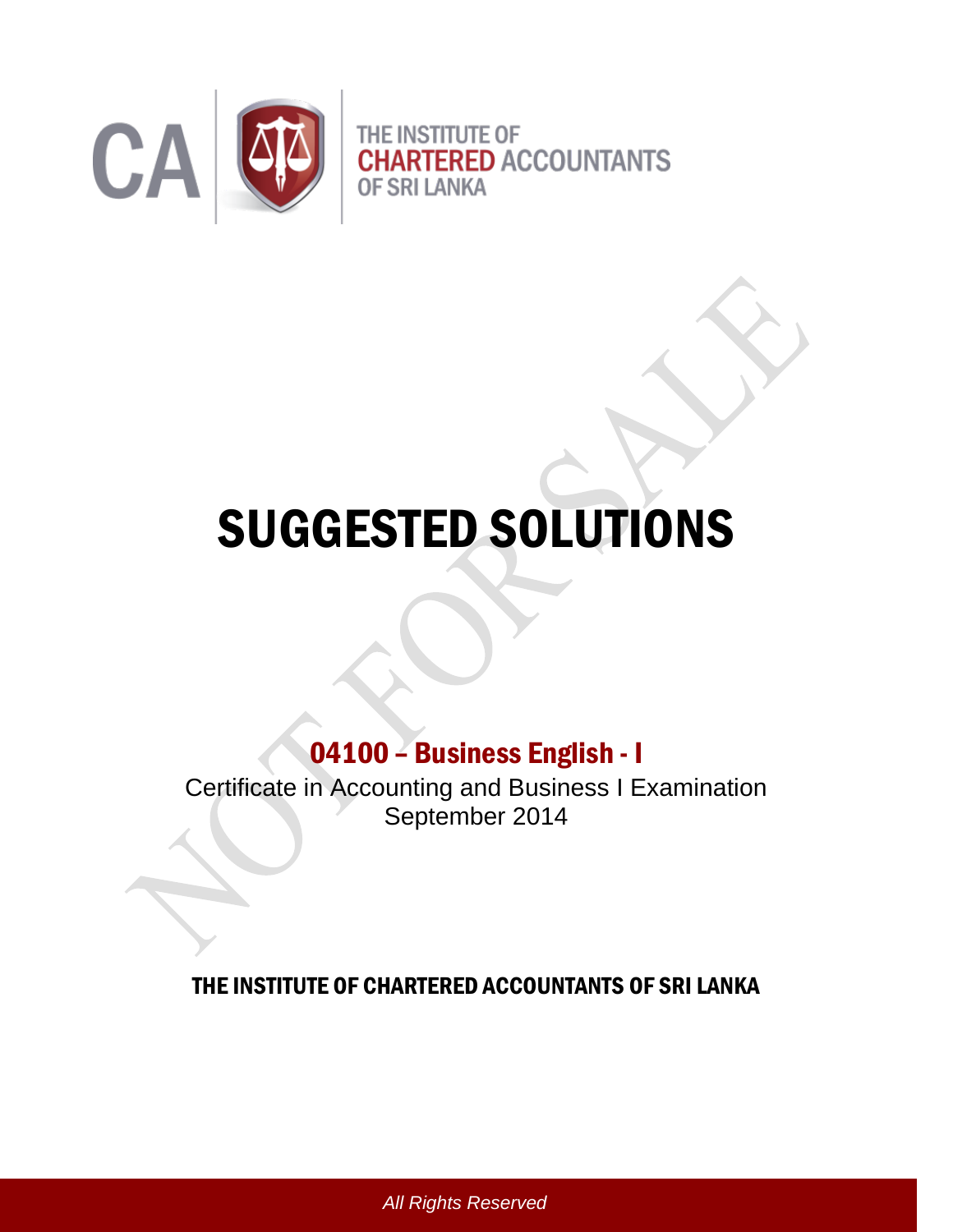CA | THE INSTITUTE OF CHARTERED ACCOUNTANTS OF SRI LANKA

# SUGGESTED SOLUTIONS

## 04100 – Business English - I

Certificate in Accounting and Business I Examination
September 2014

**THE INSTITUTE OF CHARTERED ACCOUNTANTS OF SRI LANKA**

*All Rights Reserved*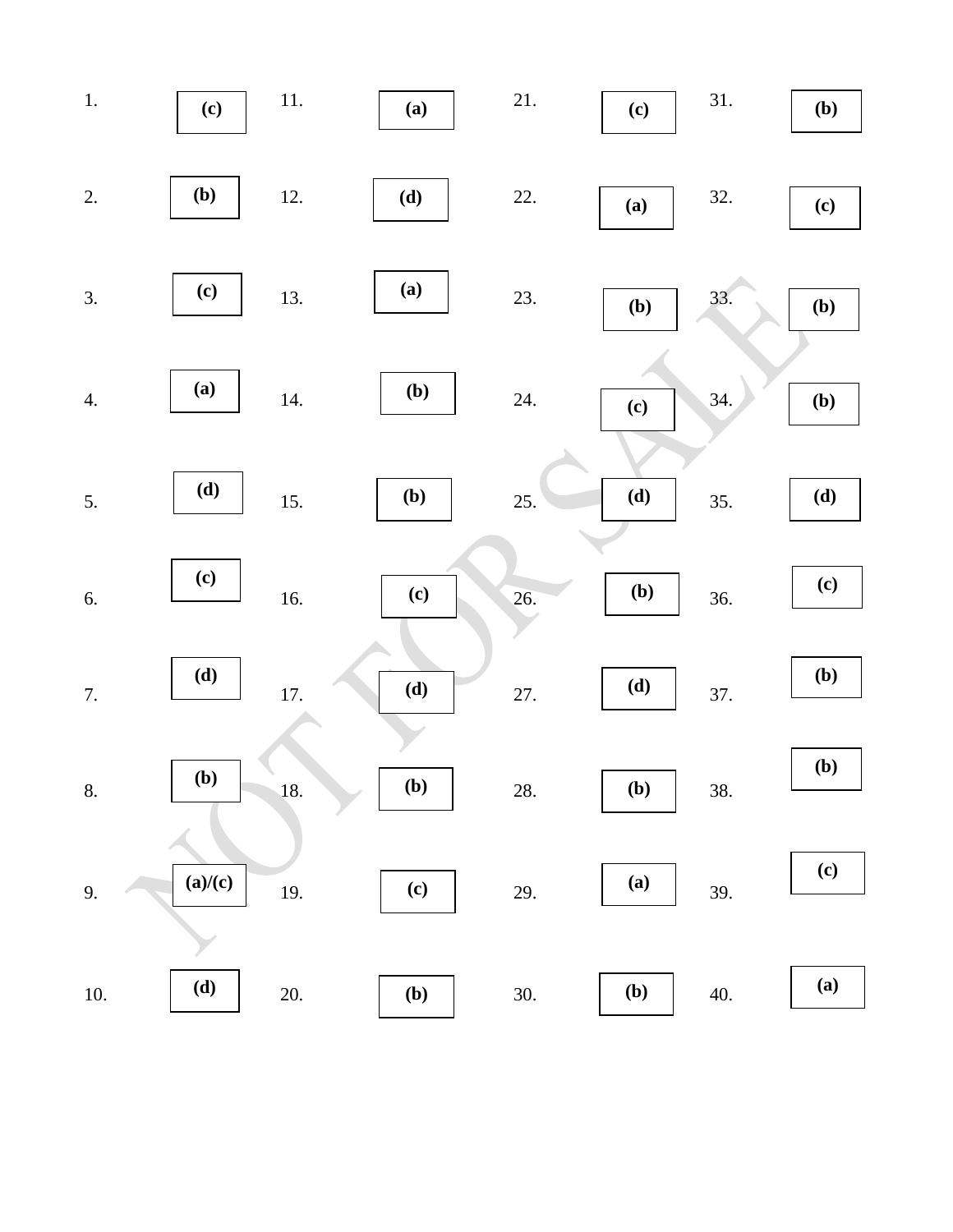| | | | | | | | |
|---|---|---|---|---|---|---|---|
| 1. | (c) | 11. | (a) | 21. | (c) | 31. | (b) |
| 2. | (b) | 12. | (d) | 22. | (a) | 32. | (c) |
| 3. | (c) | 13. | (a) | 23. | (b) | 33. | (b) |
| 4. | (a) | 14. | (b) | 24. | (c) | 34. | (b) |
| 5. | (d) | 15. | (b) | 25. | (d) | 35. | (d) |
| 6. | (c) | 16. | (c) | 26. | (b) | 36. | (c) |
| 7. | (d) | 17. | (d) | 27. | (d) | 37. | (b) |
| 8. | (b) | 18. | (b) | 28. | (b) | 38. | (b) |
| 9. | (a)/(c) | 19. | (c) | 29. | (a) | 39. | (c) |
| 10. | (d) | 20. | (b) | 30. | (b) | 40. | (a) |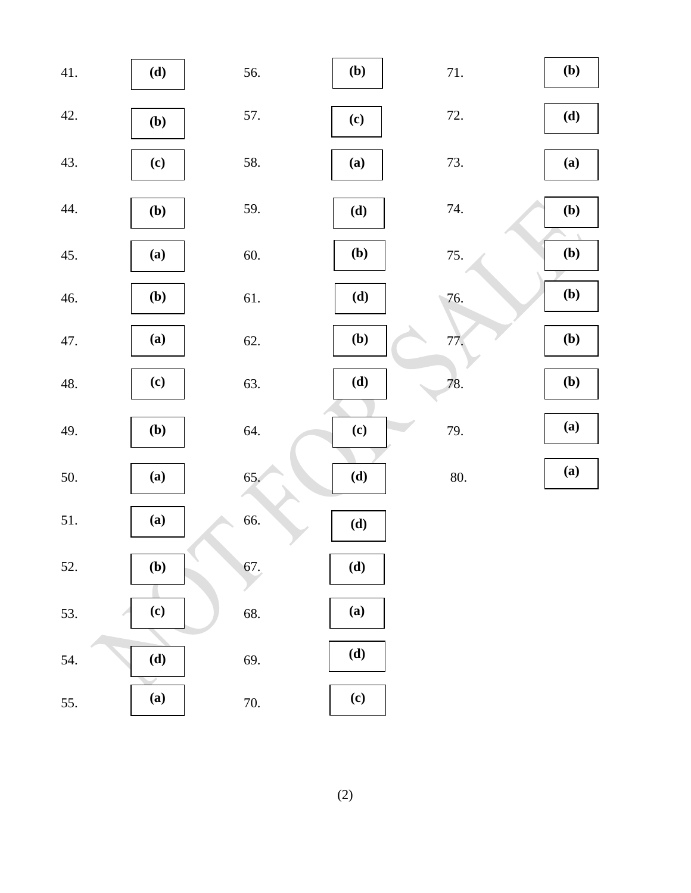| Q. No. | Answer | Q. No. | Answer | Q. No. | Answer |
|---|---|---|---|---|---|
| 41. | **(d)** | 56. | **(b)** | 71. | **(b)** |
| 42. | **(b)** | 57. | **(c)** | 72. | **(d)** |
| 43. | **(c)** | 58. | **(a)** | 73. | **(a)** |
| 44. | **(b)** | 59. | **(d)** | 74. | **(b)** |
| 45. | **(a)** | 60. | **(b)** | 75. | **(b)** |
| 46. | **(b)** | 61. | **(d)** | 76. | **(b)** |
| 47. | **(a)** | 62. | **(b)** | 77. | **(b)** |
| 48. | **(c)** | 63. | **(d)** | 78. | **(b)** |
| 49. | **(b)** | 64. | **(c)** | 79. | **(a)** |
| 50. | **(a)** | 65. | **(d)** | 80. | **(a)** |
| 51. | **(a)** | 66. | **(d)** | | |
| 52. | **(b)** | 67. | **(d)** | | |
| 53. | **(c)** | 68. | **(a)** | | |
| 54. | **(d)** | 69. | **(d)** | | |
| 55. | **(a)** | 70. | **(c)** | | |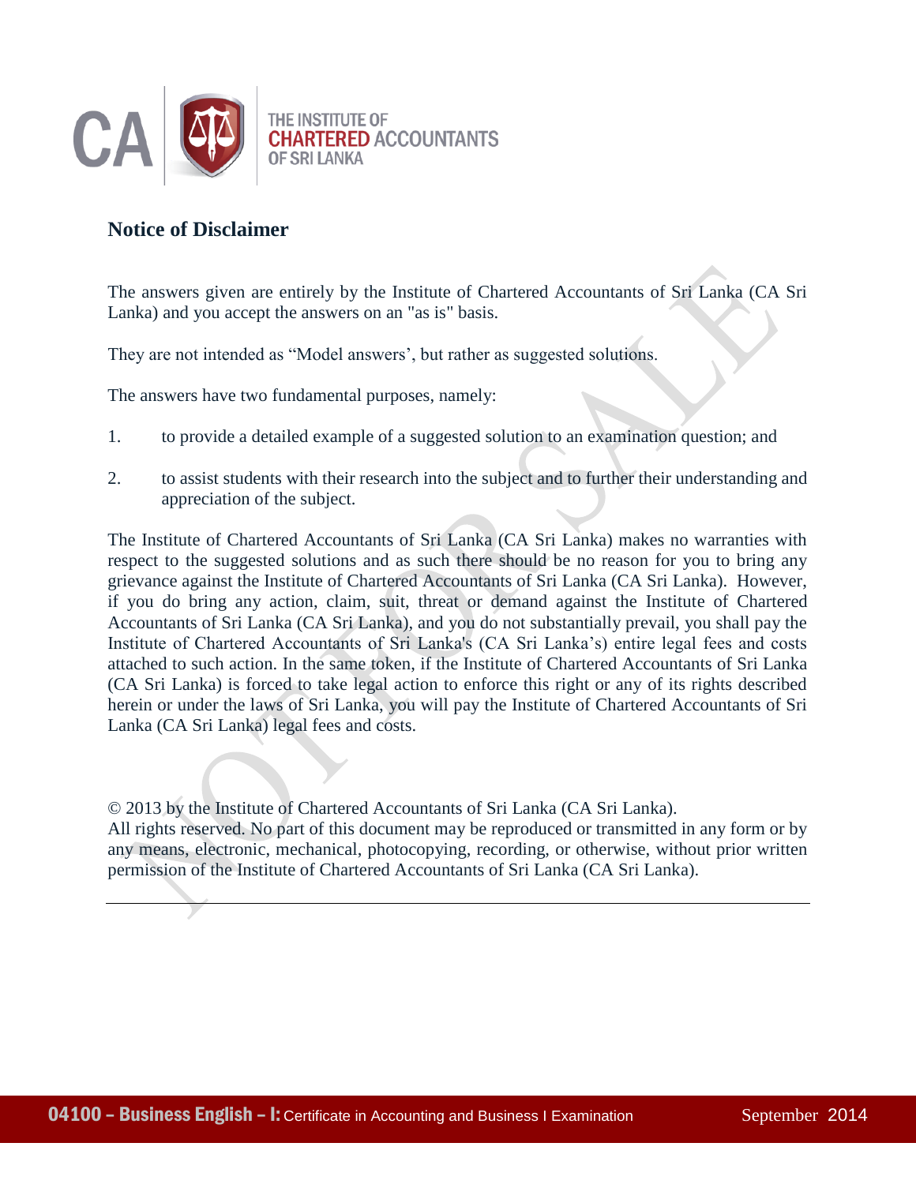THE INSTITUTE OF CHARTERED ACCOUNTANTS OF SRI LANKA

## Notice of Disclaimer

The answers given are entirely by the Institute of Chartered Accountants of Sri Lanka (CA Sri Lanka) and you accept the answers on an "as is" basis.

They are not intended as "Model answers', but rather as suggested solutions.

The answers have two fundamental purposes, namely:

1. to provide a detailed example of a suggested solution to an examination question; and
2. to assist students with their research into the subject and to further their understanding and appreciation of the subject.

The Institute of Chartered Accountants of Sri Lanka (CA Sri Lanka) makes no warranties with respect to the suggested solutions and as such there should be no reason for you to bring any grievance against the Institute of Chartered Accountants of Sri Lanka (CA Sri Lanka). However, if you do bring any action, claim, suit, threat or demand against the Institute of Chartered Accountants of Sri Lanka (CA Sri Lanka), and you do not substantially prevail, you shall pay the Institute of Chartered Accountants of Sri Lanka's (CA Sri Lanka's) entire legal fees and costs attached to such action. In the same token, if the Institute of Chartered Accountants of Sri Lanka (CA Sri Lanka) is forced to take legal action to enforce this right or any of its rights described herein or under the laws of Sri Lanka, you will pay the Institute of Chartered Accountants of Sri Lanka (CA Sri Lanka) legal fees and costs.

© 2013 by the Institute of Chartered Accountants of Sri Lanka (CA Sri Lanka).
All rights reserved. No part of this document may be reproduced or transmitted in any form or by any means, electronic, mechanical, photocopying, recording, or otherwise, without prior written permission of the Institute of Chartered Accountants of Sri Lanka (CA Sri Lanka).

---